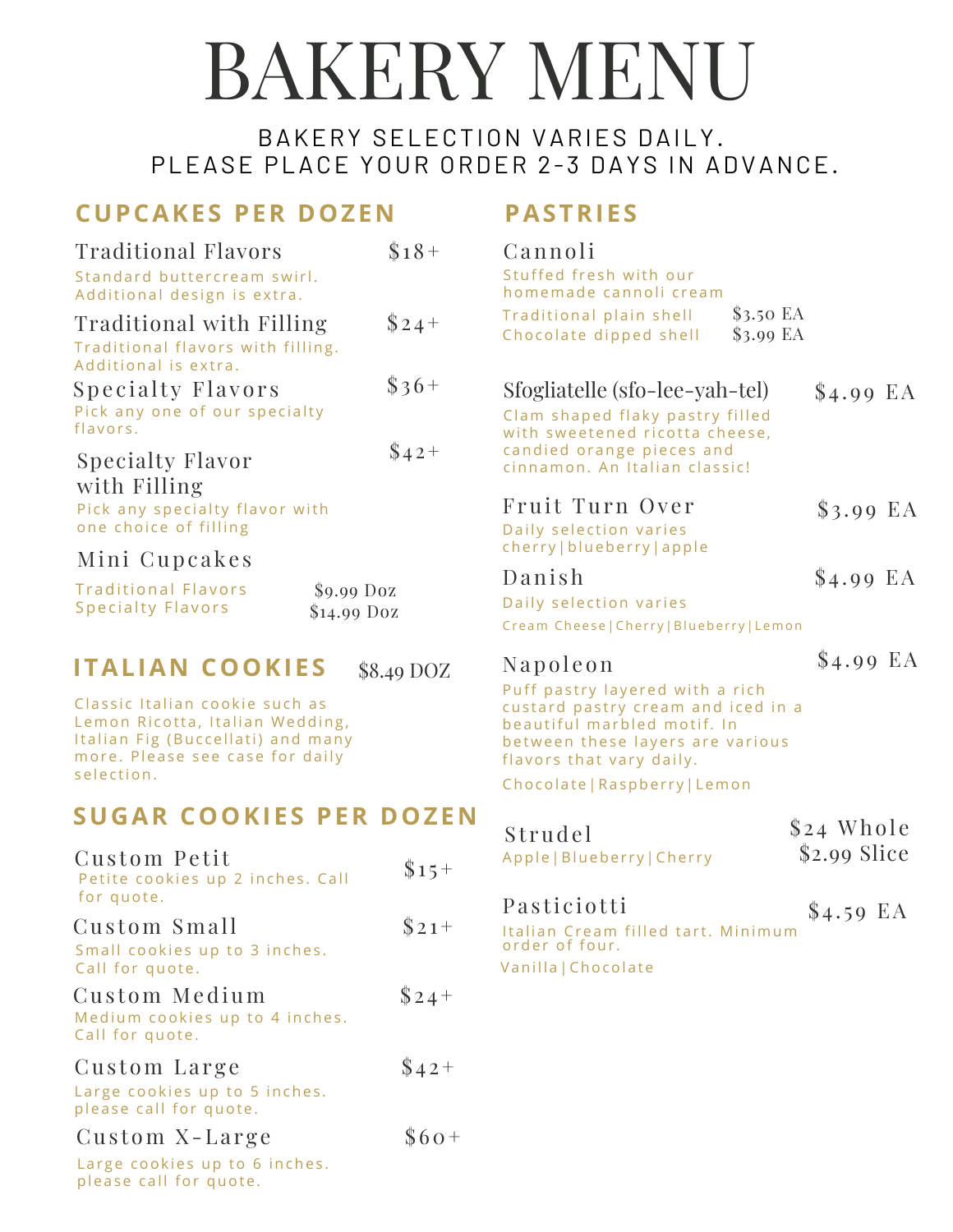# BAKERY MENU

BAKERY SELECTION VARIES DAILY.
PLEASE PLACE YOUR ORDER 2-3 DAYS IN ADVANCE.

## CUPCAKES PER DOZEN

**Traditional Flavors** — $18+
Standard buttercream swirl. Additional design is extra.

**Traditional with Filling** — $24+
Traditional flavors with filling. Additional is extra.

**Specialty Flavors** — $36+
Pick any one of our specialty flavors.

**Specialty Flavor with Filling** — $42+
Pick any specialty flavor with one choice of filling

**Mini Cupcakes**

| | |
|---|---|
| Traditional Flavors | $9.99 Doz |
| Specialty Flavors | $14.99 Doz |

## ITALIAN COOKIES — $8.49 DOZ

Classic Italian cookie such as Lemon Ricotta, Italian Wedding, Italian Fig (Buccellati) and many more. Please see case for daily selection.

## SUGAR COOKIES PER DOZEN

**Custom Petit** — $15+
Petite cookies up 2 inches. Call for quote.

**Custom Small** — $21+
Small cookies up to 3 inches. Call for quote.

**Custom Medium** — $24+
Medium cookies up to 4 inches. Call for quote.

**Custom Large** — $42+
Large cookies up to 5 inches. please call for quote.

**Custom X-Large** — $60+
Large cookies up to 6 inches. please call for quote.

## PASTRIES

**Cannoli**
Stuffed fresh with our homemade cannoli cream

| | |
|---|---|
| Traditional plain shell | $3.50 EA |
| Chocolate dipped shell | $3.99 EA |

**Sfogliatelle (sfo-lee-yah-tel)** — $4.99 EA
Clam shaped flaky pastry filled with sweetened ricotta cheese, candied orange pieces and cinnamon. An Italian classic!

**Fruit Turn Over** — $3.99 EA
Daily selection varies
cherry|blueberry|apple

**Danish** — $4.99 EA
Daily selection varies
Cream Cheese|Cherry|Blueberry|Lemon

**Napoleon** — $4.99 EA
Puff pastry layered with a rich custard pastry cream and iced in a beautiful marbled motif. In between these layers are various flavors that vary daily.
Chocolate|Raspberry|Lemon

**Strudel** — $24 Whole / $2.99 Slice
Apple|Blueberry|Cherry

**Pasticiotti** — $4.59 EA
Italian Cream filled tart. Minimum order of four.
Vanilla|Chocolate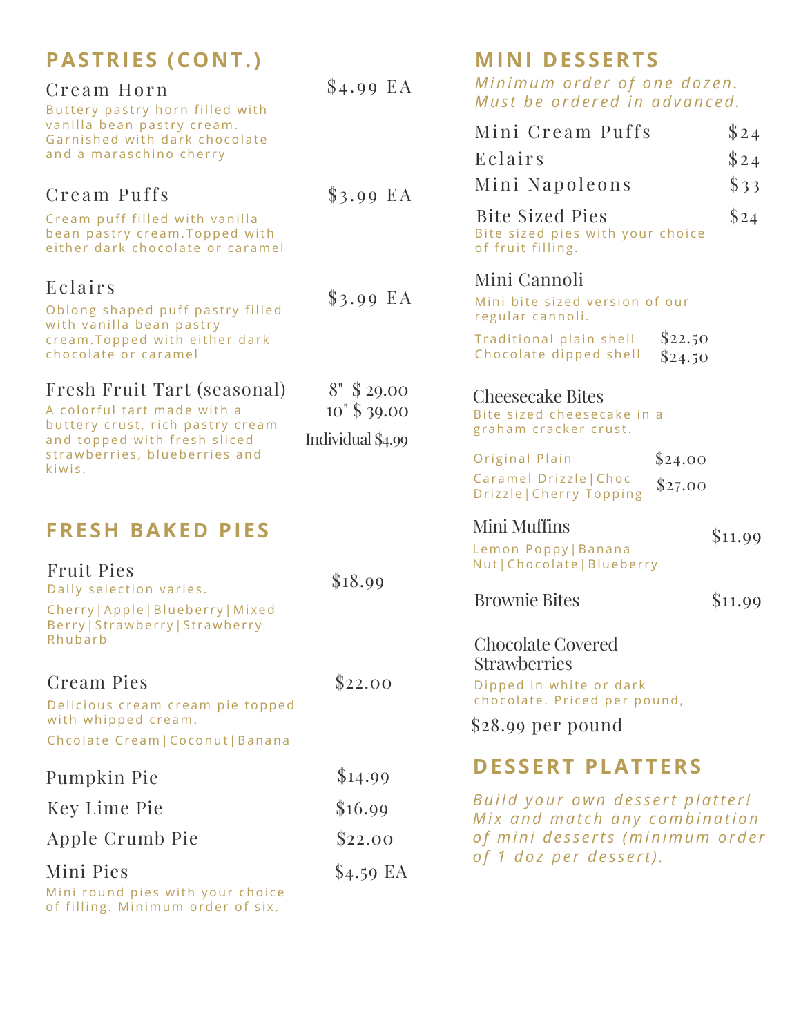## PASTRIES (CONT.)

**Cream Horn** — $4.99 EA

Buttery pastry horn filled with vanilla bean pastry cream. Garnished with dark chocolate and a maraschino cherry

**Cream Puffs** — $3.99 EA

Cream puff filled with vanilla bean pastry cream.Topped with either dark chocolate or caramel

**Eclairs** — $3.99 EA

Oblong shaped puff pastry filled with vanilla bean pastry cream.Topped with either dark chocolate or caramel

**Fresh Fruit Tart (seasonal)** — 8" $ 29.00 | 10" $ 39.00 | Individual $4.99

A colorful tart made with a buttery crust, rich pastry cream and topped with fresh sliced strawberries, blueberries and kiwis.

## FRESH BAKED PIES

**Fruit Pies** — $18.99

Daily selection varies.

Cherry|Apple|Blueberry|Mixed Berry|Strawberry|Strawberry Rhubarb

**Cream Pies** — $22.00

Delicious cream cream pie topped with whipped cream.

Chcolate Cream|Coconut|Banana

**Pumpkin Pie** — $14.99

**Key Lime Pie** — $16.99

**Apple Crumb Pie** — $22.00

**Mini Pies** — $4.59 EA

Mini round pies with your choice of filling. Minimum order of six.

## MINI DESSERTS

*Minimum order of one dozen. Must be ordered in advanced.*

**Mini Cream Puffs** — $24

**Eclairs** — $24

**Mini Napoleons** — $33

**Bite Sized Pies** — $24

Bite sized pies with your choice of fruit filling.

**Mini Cannoli**

Mini bite sized version of our regular cannoli.

- Traditional plain shell — $22.50
- Chocolate dipped shell — $24.50

**Cheesecake Bites**

Bite sized cheesecake in a graham cracker crust.

- Original Plain — $24.00
- Caramel Drizzle|Choc Drizzle|Cherry Topping — $27.00

**Mini Muffins** — $11.99

Lemon Poppy|Banana Nut|Chocolate|Blueberry

**Brownie Bites** — $11.99

**Chocolate Covered Strawberries**

Dipped in white or dark chocolate. Priced per pound,

$28.99 per pound

## DESSERT PLATTERS

*Build your own dessert platter! Mix and match any combination of mini desserts (minimum order of 1 doz per dessert).*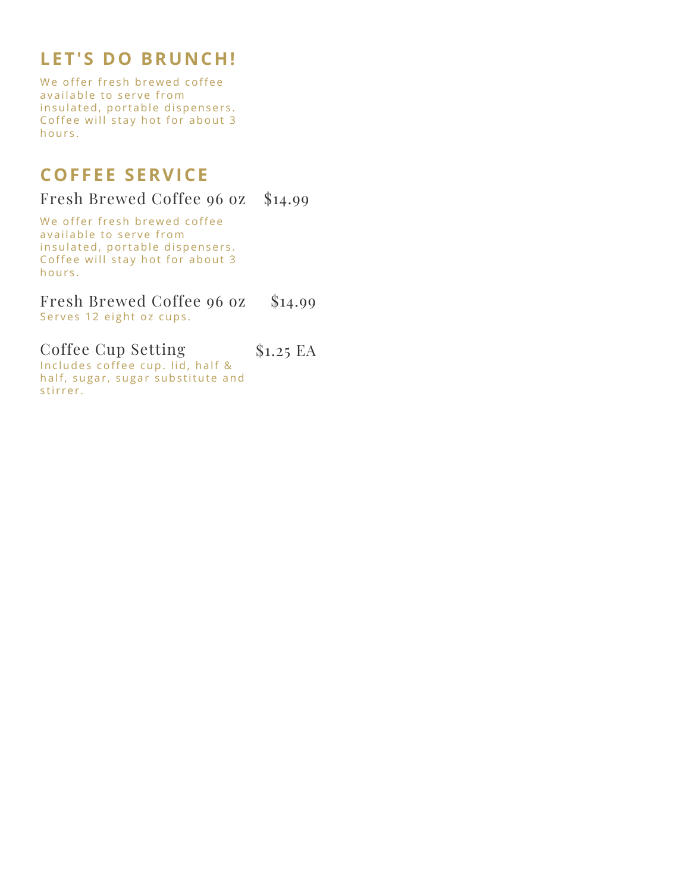## LET'S DO BRUNCH!

We offer fresh brewed coffee available to serve from insulated, portable dispensers. Coffee will stay hot for about 3 hours.

## COFFEE SERVICE

Fresh Brewed Coffee 96 oz $14.99

We offer fresh brewed coffee available to serve from insulated, portable dispensers. Coffee will stay hot for about 3 hours.

Fresh Brewed Coffee 96 oz $14.99

Serves 12 eight oz cups.

Coffee Cup Setting $1.25 EA

Includes coffee cup. lid, half & half, sugar, sugar substitute and stirrer.